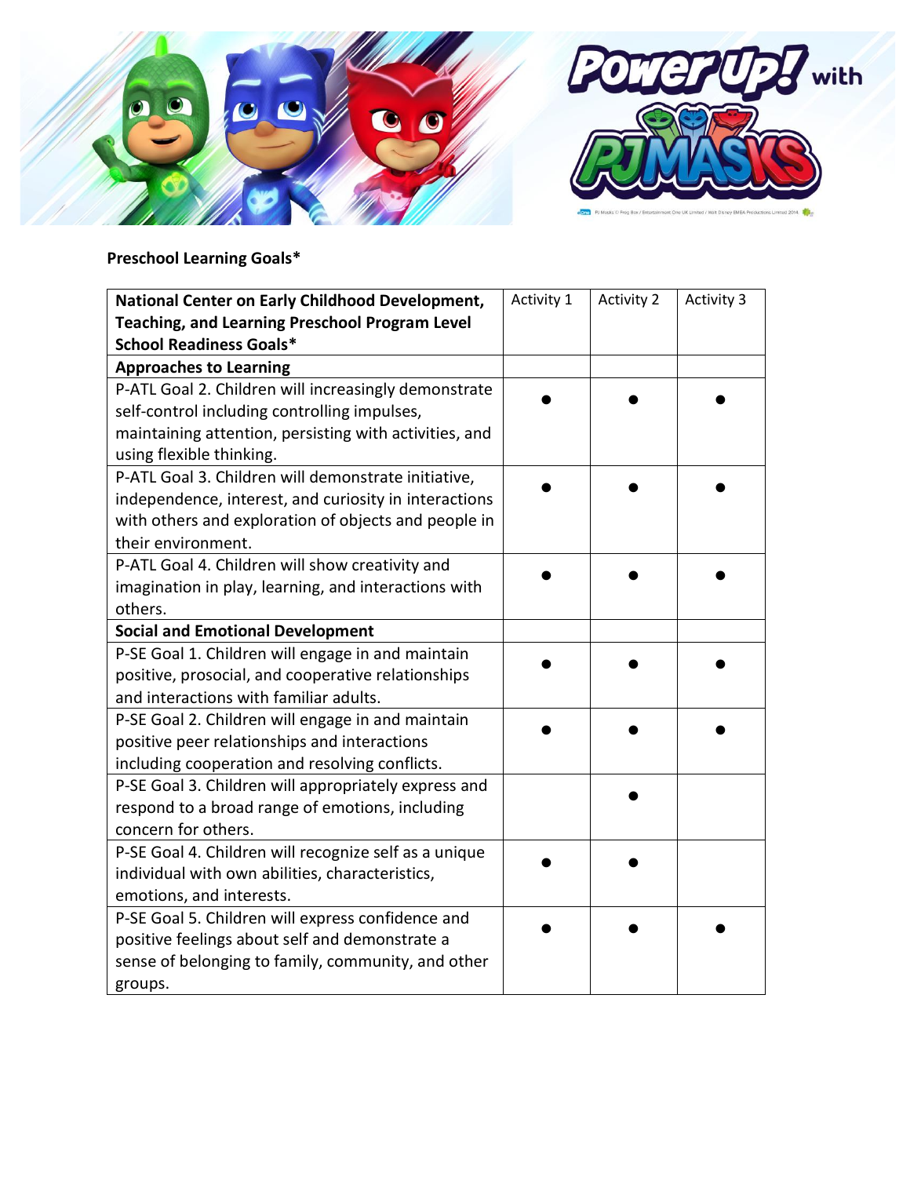**Preschool Learning Goals***

| National Center on Early Childhood Development, Teaching, and Learning Preschool Program Level School Readiness Goals* | Activity 1 | Activity 2 | Activity 3 |
|---|---|---|---|
| **Approaches to Learning** | | | |
| P-ATL Goal 2. Children will increasingly demonstrate self-control including controlling impulses, maintaining attention, persisting with activities, and using flexible thinking. | ● | ● | ● |
| P-ATL Goal 3. Children will demonstrate initiative, independence, interest, and curiosity in interactions with others and exploration of objects and people in their environment. | ● | ● | ● |
| P-ATL Goal 4. Children will show creativity and imagination in play, learning, and interactions with others. | ● | ● | ● |
| **Social and Emotional Development** | | | |
| P-SE Goal 1. Children will engage in and maintain positive, prosocial, and cooperative relationships and interactions with familiar adults. | ● | ● | ● |
| P-SE Goal 2. Children will engage in and maintain positive peer relationships and interactions including cooperation and resolving conflicts. | ● | ● | ● |
| P-SE Goal 3. Children will appropriately express and respond to a broad range of emotions, including concern for others. | | ● | |
| P-SE Goal 4. Children will recognize self as a unique individual with own abilities, characteristics, emotions, and interests. | ● | ● | |
| P-SE Goal 5. Children will express confidence and positive feelings about self and demonstrate a sense of belonging to family, community, and other groups. | ● | ● | ● |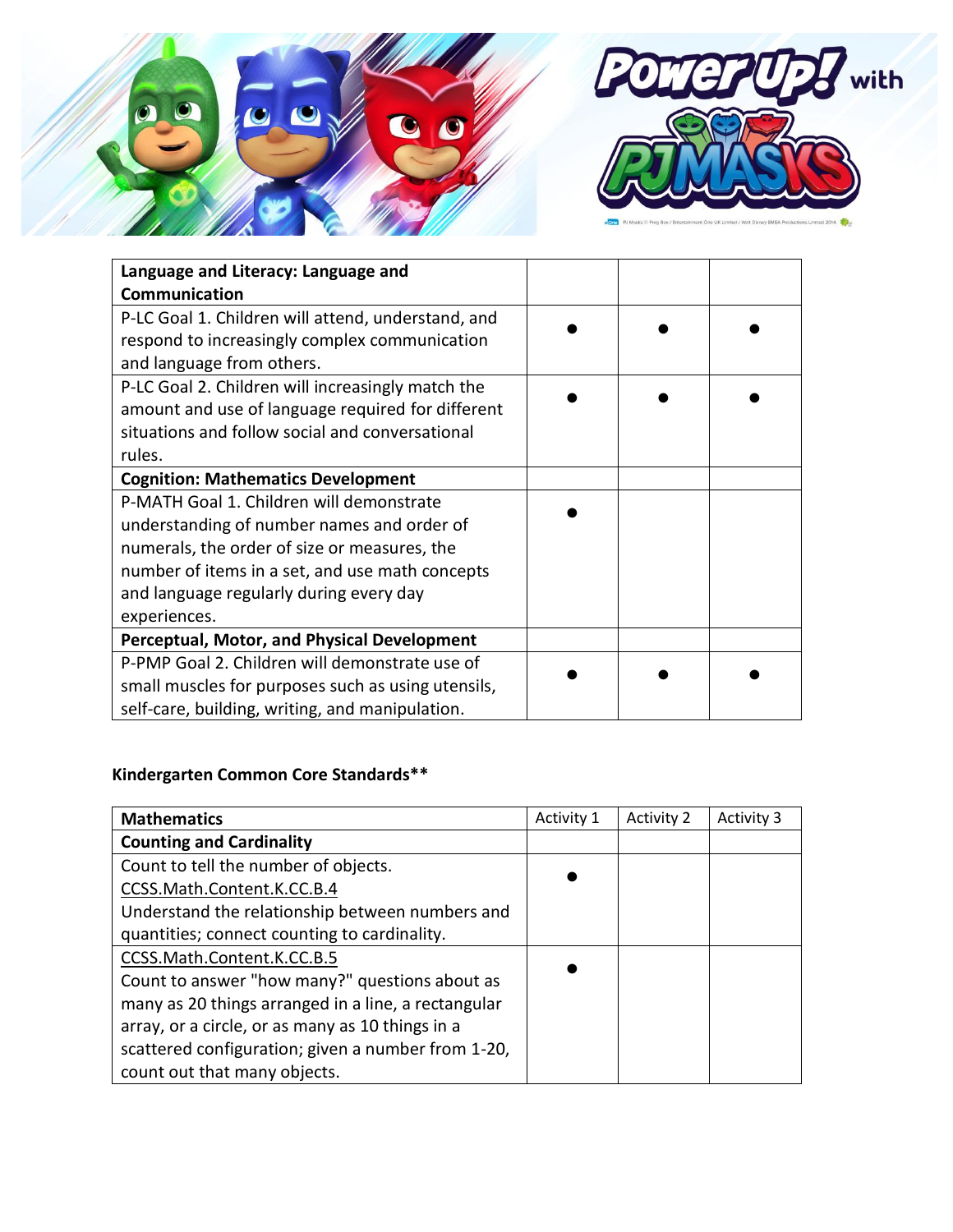| Language and Literacy: Language and Communication | | | |
|---|---|---|---|
| P-LC Goal 1. Children will attend, understand, and respond to increasingly complex communication and language from others. | ● | ● | ● |
| P-LC Goal 2. Children will increasingly match the amount and use of language required for different situations and follow social and conversational rules. | ● | ● | ● |
| **Cognition: Mathematics Development** | | | |
| P-MATH Goal 1. Children will demonstrate understanding of number names and order of numerals, the order of size or measures, the number of items in a set, and use math concepts and language regularly during every day experiences. | ● | | |
| **Perceptual, Motor, and Physical Development** | | | |
| P-PMP Goal 2. Children will demonstrate use of small muscles for purposes such as using utensils, self-care, building, writing, and manipulation. | ● | ● | ● |

**Kindergarten Common Core Standards****

| Mathematics | Activity 1 | Activity 2 | Activity 3 |
|---|---|---|---|
| **Counting and Cardinality** | | | |
| Count to tell the number of objects. CCSS.Math.Content.K.CC.B.4 Understand the relationship between numbers and quantities; connect counting to cardinality. | ● | | |
| CCSS.Math.Content.K.CC.B.5 Count to answer "how many?" questions about as many as 20 things arranged in a line, a rectangular array, or a circle, or as many as 10 things in a scattered configuration; given a number from 1-20, count out that many objects. | ● | | |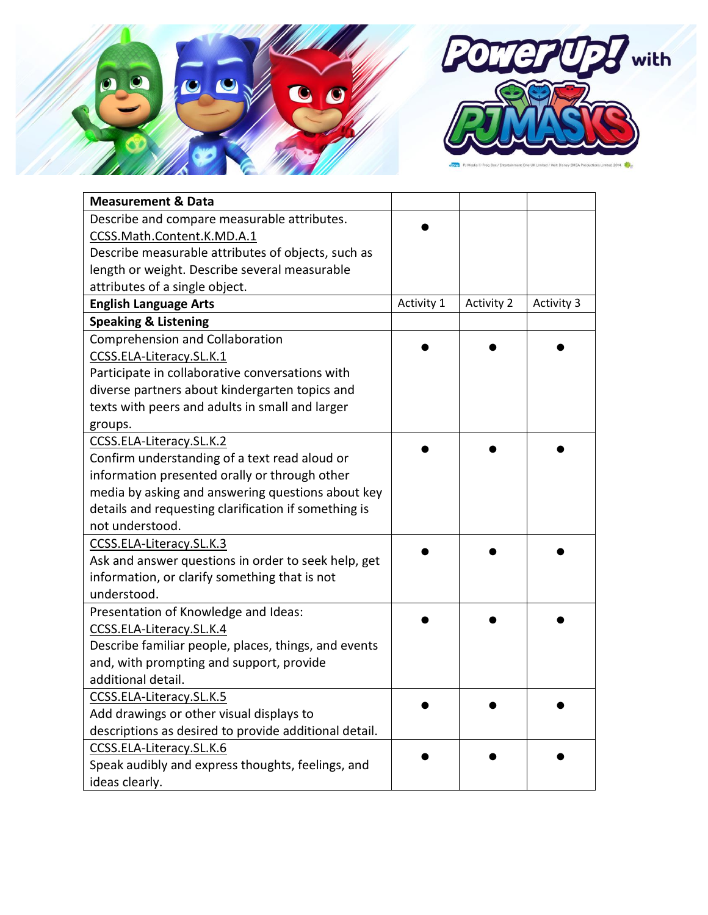| Measurement & Data | | | |
|---|---|---|---|
| Describe and compare measurable attributes. CCSS.Math.Content.K.MD.A.1 Describe measurable attributes of objects, such as length or weight. Describe several measurable attributes of a single object. | ● | | |
| **English Language Arts** | Activity 1 | Activity 2 | Activity 3 |
| **Speaking & Listening** | | | |
| Comprehension and Collaboration CCSS.ELA-Literacy.SL.K.1 Participate in collaborative conversations with diverse partners about kindergarten topics and texts with peers and adults in small and larger groups. | ● | ● | ● |
| CCSS.ELA-Literacy.SL.K.2 Confirm understanding of a text read aloud or information presented orally or through other media by asking and answering questions about key details and requesting clarification if something is not understood. | ● | ● | ● |
| CCSS.ELA-Literacy.SL.K.3 Ask and answer questions in order to seek help, get information, or clarify something that is not understood. | ● | ● | ● |
| Presentation of Knowledge and Ideas: CCSS.ELA-Literacy.SL.K.4 Describe familiar people, places, things, and events and, with prompting and support, provide additional detail. | ● | ● | ● |
| CCSS.ELA-Literacy.SL.K.5 Add drawings or other visual displays to descriptions as desired to provide additional detail. | ● | ● | ● |
| CCSS.ELA-Literacy.SL.K.6 Speak audibly and express thoughts, feelings, and ideas clearly. | ● | ● | ● |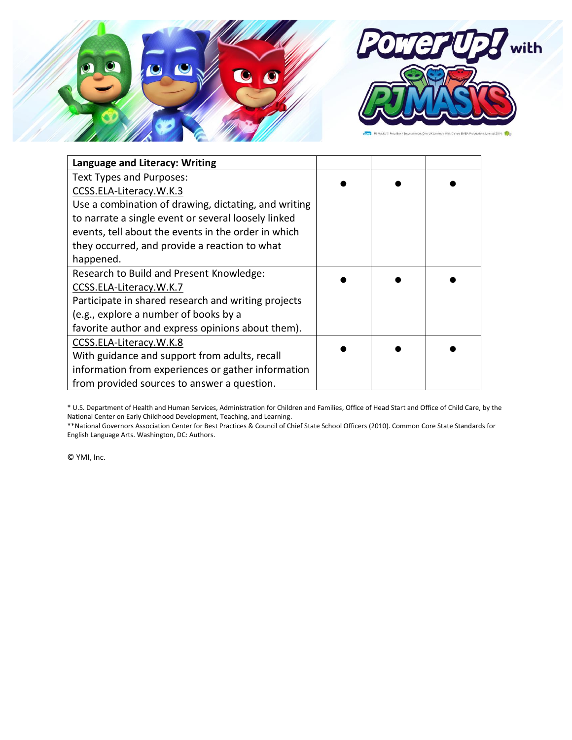| Language and Literacy: Writing | | | |
|---|---|---|---|
| Text Types and Purposes: CCSS.ELA-Literacy.W.K.3 Use a combination of drawing, dictating, and writing to narrate a single event or several loosely linked events, tell about the events in the order in which they occurred, and provide a reaction to what happened. | ● | ● | ● |
| Research to Build and Present Knowledge: CCSS.ELA-Literacy.W.K.7 Participate in shared research and writing projects (e.g., explore a number of books by a favorite author and express opinions about them). | ● | ● | ● |
| CCSS.ELA-Literacy.W.K.8 With guidance and support from adults, recall information from experiences or gather information from provided sources to answer a question. | ● | ● | ● |

* U.S. Department of Health and Human Services, Administration for Children and Families, Office of Head Start and Office of Child Care, by the National Center on Early Childhood Development, Teaching, and Learning.

**National Governors Association Center for Best Practices & Council of Chief State School Officers (2010). Common Core State Standards for English Language Arts. Washington, DC: Authors.

© YMI, Inc.